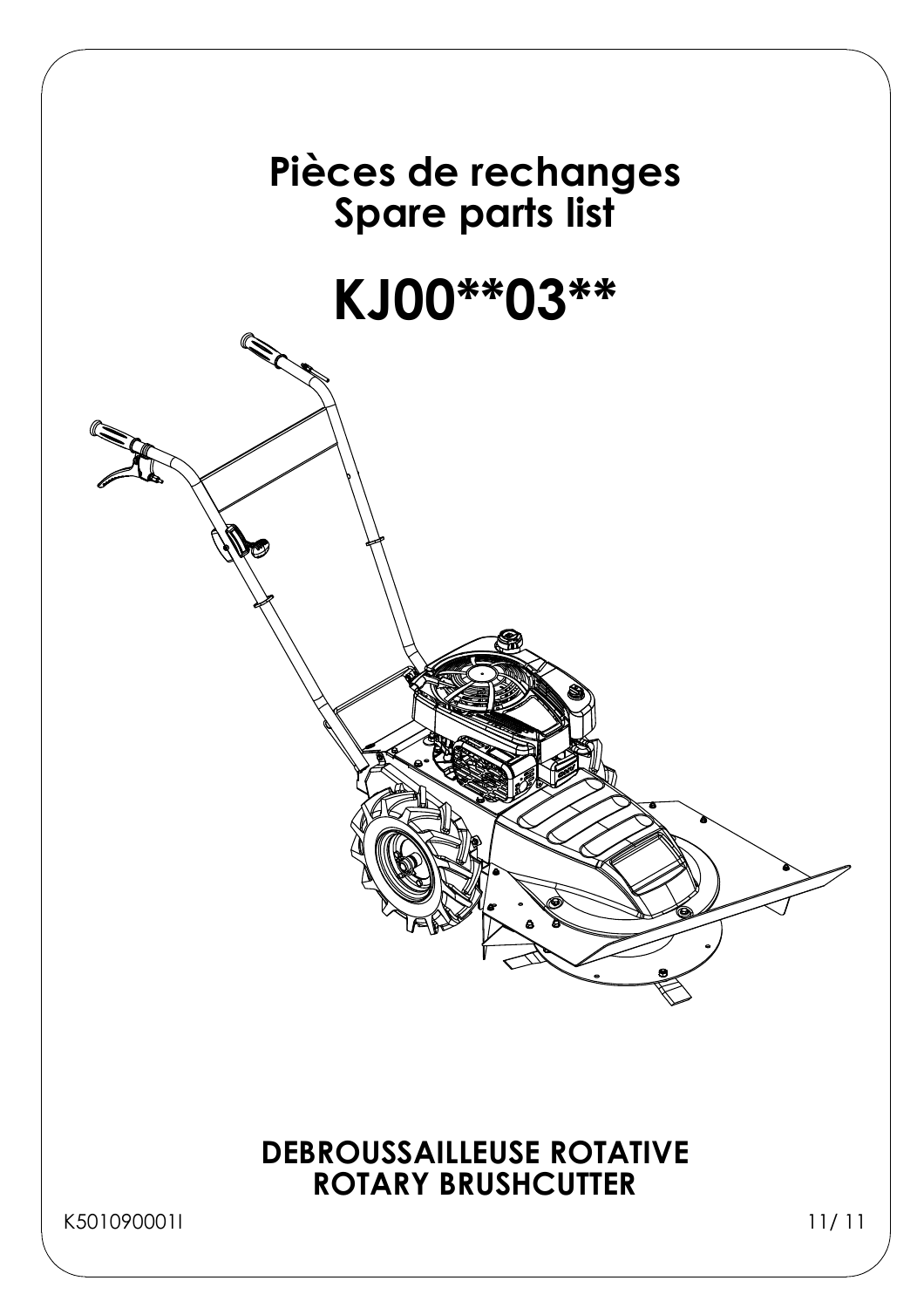# Pièces de rechanges
# Spare parts list

# KJ00**03**

## DEBROUSSAILLEUSE ROTATIVE
## ROTARY BRUSHCUTTER

K501090001I

11/ 11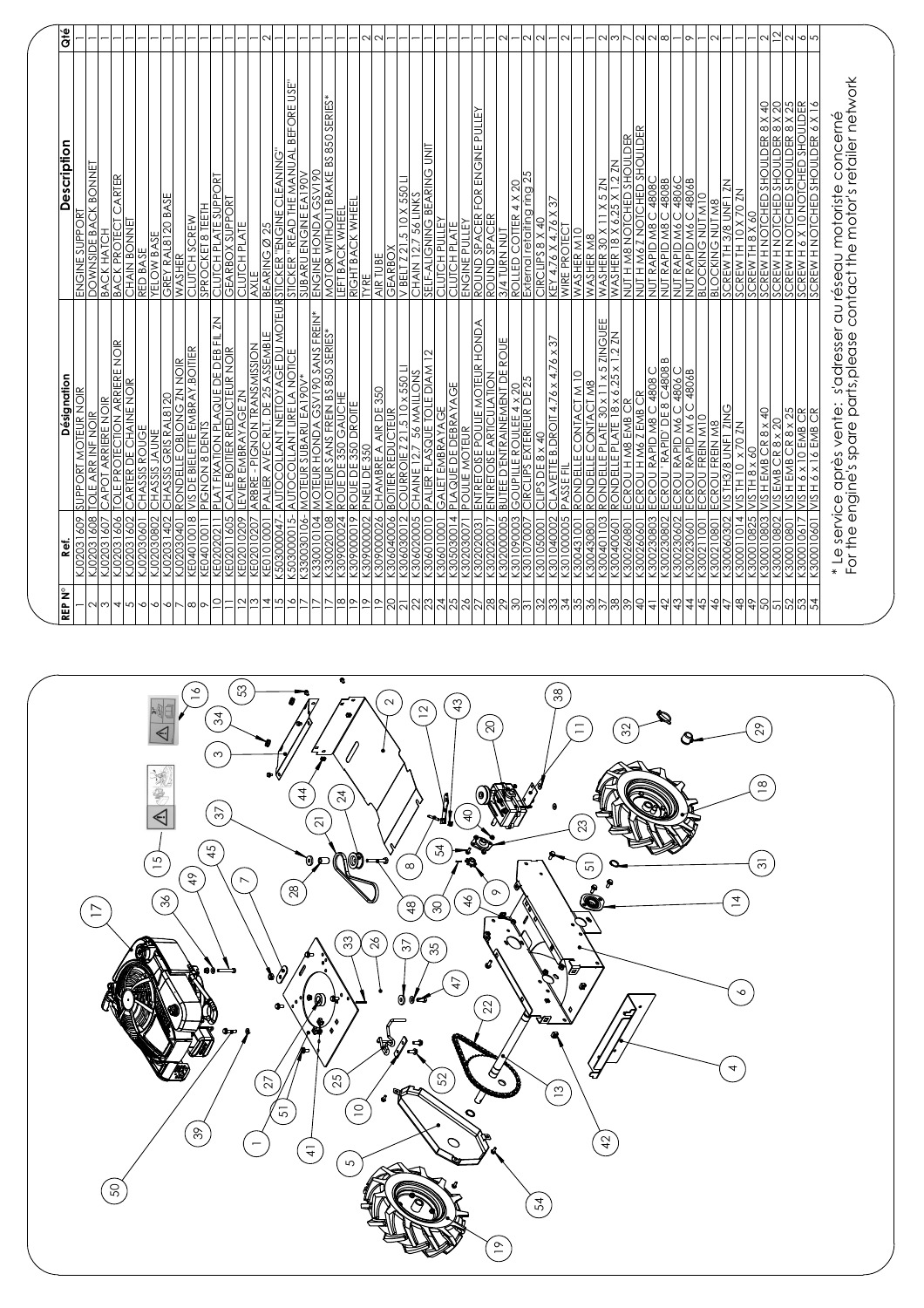| REP N° | Ref. | Désignation | Description | Qté |
|---|---|---|---|---|
| 1 | KJ0203 1609 | SUPPORT MOTEUR NOIR | ENGINE SUPPORT | 1 |
| 2 | KJ0203 1608 | TOLE ARR INF NOIR | DOWNSIDE BACK BONNET | 1 |
| 3 | KJ0203 1607 | CAPOT ARRIERE NOIR | BACK HATCH | 1 |
| 4 | KJ0203 1606 | TOLE PROTECTION ARRIERE NOIR | BACK PROTECT CARTER | 1 |
| 5 | KJ0203 1602 | CARTER DE CHAINE NOIR | CHAIN BONNET | 1 |
| 6 | KJ02030601 | CHASSIS ROUGE | RED BASE | 1 |
| 6 | KJ02030802 | CHASSIS JAUNE | YELOW BASE | 1 |
| 6 | KJ02031402 | CHASSIS GRIS RAL8120 | GREY RAL8120 BASE | 1 |
| 7 | KJ02030401 | RONDELLE OBLONG ZN NOIR | WASHER | 1 |
| 8 | KE04010018 | VIS DE BIELETTE EMBRAY BOITIER | CLUTCH SCREW | 1 |
| 9 | KE04010011 | PIGNON 8 DENTS | SPROCKET 8 TEETH | 1 |
| 10 | KE02020211 | PLAT FIXATION PLAQUE DE DEB FIL ZN | CLUTCH PLATE SUPPORT | 1 |
| 11 | KE02011605 | CALE BOITIER REDUCTEUR NOIR | GEARBOX SUPPORT | 1 |
| 12 | KE02010209 | LEVIER EMBRAYAGE ZN | CLUTCH PLATE | 1 |
| 13 | KE02010207 | ARBRE - PIGNON TRANSMISSION | AXLE | 1 |
| 14 | KE01010001 | PALIER AVEC RLT. DE 25 ASSEMBLE | BEARING Ø 25 | 2 |
| 15 | K503000047- | AUTOCOLLANT NETTOYAGE DU MOTEUR | STICKER "ENGINE CLEANING" | 1 |
| 16 | K503000015- | AUTOCOLLANT LIRE LA NOTICE | STICKER " READ THE MANUAL BEFORE USE" | 1 |
| 17 | K330030106- | MOTEUR SUBARU EA190V* | SUBARU ENGINE EA190V | 1 |
| 17 | K330010104 | MOTEUR HONDA GSV190 SANS FREIN* | ENGINE HONDA GSV190 | 1 |
| 17 | K330020108 | MOTEUR SANS FREIN BS 850 SERIES* | MOTOR WITHOUT BRAKE BS 850 SERIES* | 1 |
| 18 | K309000024 | ROUE DE 350 GAUCHE | LEFT BACK WHEEL | 1 |
| 19 | K309000019 | ROUE DE 350 DROITE | RIGHT BACK WHEEL | 1 |
| 19 | K309000002 | PNEU DE 350 | TYRE | 2 |
| 19 | K309000026 | CHAMBRE A AIR DE 350 | AIR TUBE | 2 |
| 20 | K306040006 | BOITIER REDUCTEUR | GEARBOX | 1 |
| 21 | K306030012 | COURROIE Z 21,5 10 x 550 LI | V BELT Z 21,5 10 X 550 LI | 1 |
| 22 | K306020005 | CHAINE 12.7 56 MAILLONS | CHAIN 12.7 56 LINKS | 1 |
| 23 | K306010010 | PALIER FLASQUE TOLE DIAM 12 | SELF-ALIGNING BEARING UNIT | 1 |
| 24 | K306010001 | GALET EMBRAYAGE | CLUTCH PULLEY | 1 |
| 25 | K305030014 | PLAQUE DE DEBRAYAGE | CLUTCH PLATE | 1 |
| 26 | K302030071 | POULIE MOTEUR | ENGINE PULLEY | 1 |
| 27 | K302020031 | ENTRETOISE POULIE MOTEUR HONDA | ROUND SPACER FOR ENGINE PULLEY | 1 |
| 28 | K302020017 | ENTRETOISE ARTICULATION | ROUND SPACER | 1 |
| 29 | K302000005 | BUTEE D'ENTRAINEMENT DE ROUE | 3/4 TURN NUT | 2 |
| 30 | K301090003 | GOUPILLE ROULEE 4 x 20 | ROLLED COTTER 4 X 20 | 2 |
| 31 | K301070007 | CIRCLIPS EXTERIEUR DE 25 | External retaining ring 25 | 2 |
| 32 | K301050001 | CLIPS DE 8 x 40 | CIRCLIPS 8 X 40 | 2 |
| 33 | K301040002 | CLAVETTE B.DROIT 4.76 x 4.76 x 37 | KEY 4.76 X 4.76 X 37 | 1 |
| 34 | K301000005 | PASSE FIL | WIRE PROTECT | 2 |
| 35 | K300431001 | RONDELLE CONTACT M 10 | WASHER M10 | 1 |
| 36 | K300430801 | RONDELLE CONTACT M8 | WASHER M8 | 2 |
| 37 | K300401103 | RONDELLE PLATE 30 x 11 x 5 ZINGUEE | WASHER 30 X 11 X 5 ZN | 3 |
| 38 | K300400601 | RONDELLE PLATE 18 x 6.25 x 1.2 ZN | WASHER 18 X 6.25 X 1.2 ZN | 3 |
| 39 | K300260801 | ECROU H M8 EMB CR | NUT H M8 NOTCHED SHOULDER | 7 |
| 40 | K300260601 | ECROU H M6 Z EMB CR | NUT H M6 Z NOTCHED SHOULDER | 2 |
| 41 | K300230803 | ECROU RAPID M8 C 4808 C | NUT RAPID M8 C 4808C | 2 |
| 42 | K300230802 | ECROU ' RAPID' DE 8 C4808 B | NUT RAPID M8 C 4808B | 8 |
| 43 | K300230602 | ECROU RAPID M6 C 4806 C | NUT RAPID M6 C 4806C | 1 |
| 44 | K300230601 | ECROU RAPID M 6 C 4806B | NUT RAPID M6 C 4806B | 9 |
| 45 | K300211001 | ECROU FREIN M10 | BLOCKING NUT M10 | 1 |
| 46 | K300210801 | ECROU FREIN M8 | BLOCKING NUT M8 | 2 |
| 47 | K300060302 | VIS TH3/8 UNF1 ZING | SCREW TH 3/8 UNF1 ZN | 1 |
| 48 | K300011014 | VIS TH 10 x 70 ZN | SCREW TH 10 X 70 ZN | 1 |
| 49 | K300010825 | VIS TH 8 x 60 | SCREW TH 8 X 60 | 1 |
| 50 | K300010803 | VIS H EMB CR 8 x 40 | SCREW H NOTCHED SHOULDER 8 X 40 | 2 |
| 51 | K300010802 | VIS EMB CR 8 x 20 | SCREW H NOTCHED SHOULDER 8 X 20 | 12 |
| 52 | K300010801 | VIS H EMB CR 8 x 25 | SCREW H NOTCHED SHOULDER 8 X 25 | 2 |
| 53 | K300010617 | VIS H 6 x 10 EMB CR | SCREW H 6 X 10 NOTCHED SHOULDER | 6 |
| 54 | K300010601 | VIS H 6 x 16 EMB CR | SCREW H NOTCHED SHOULDER 6 X 16 | 5 |

\* Le service après vente : s'adresser au réseau motoriste concerné
For the engine's spare parts,please contact the motor's retailer network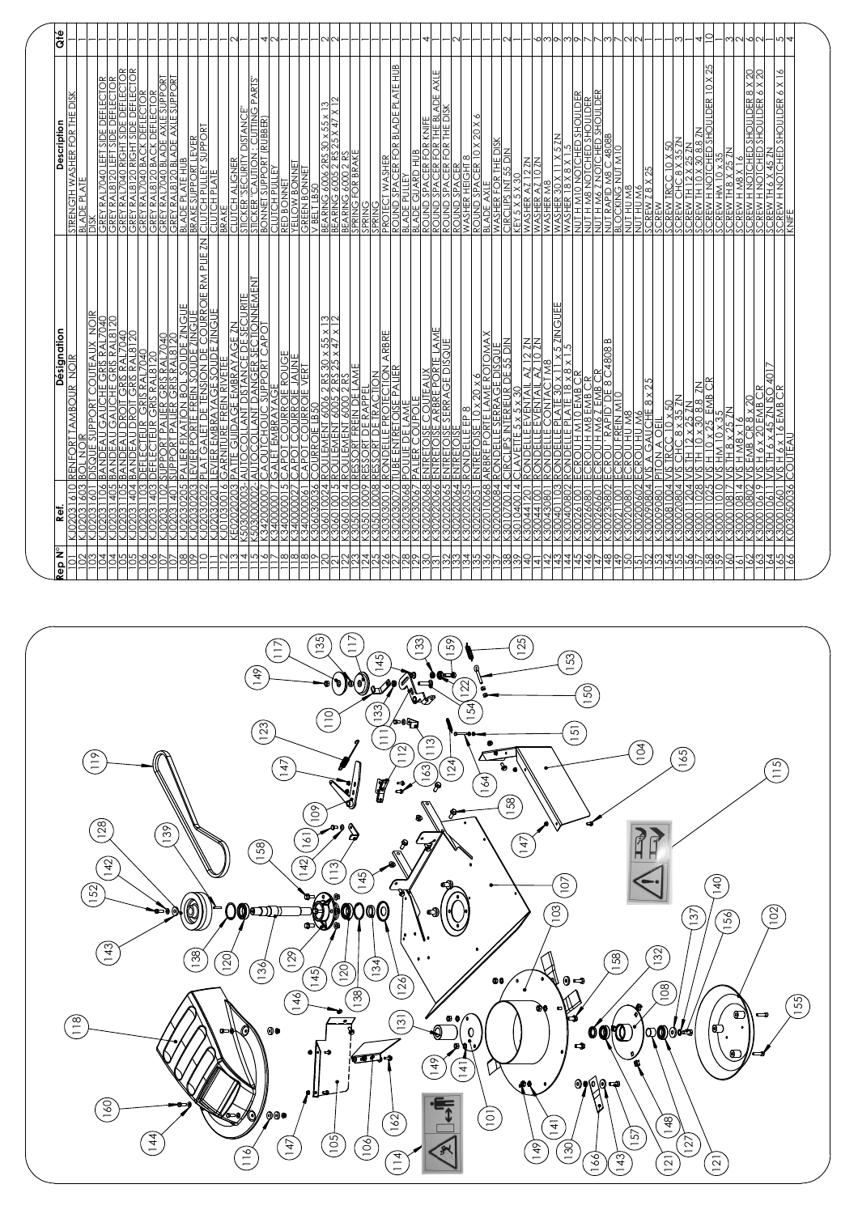| Rep N° | Ref. | Désignation | Description | Qté |
| --- | --- | --- | --- | --- |
| 101 | KJ02031610 | RENFORT TAMBOUR NOIR | STRENGTH WASHER FOR THE DISK | 1 |
| 102 | KJ02031603 | BOL NOIR | BLADE PLATE | 1 |
| 103 | KJ02031601 | DISQUE SUPPORT COUTEAUX NOIR | DISK | 1 |
| 104 | KJ02031102 | BANDEAU GAUCHE GRIS RAL7040 | GREY RAL7040 LEFT SIDE DEFLECTOR | 1 |
| 104 | KJ02031405 | BANDEAU GAUCHE GRIS RAL8120 | GREY RAL8120 LEFT SIDE DEFLECTOR | 1 |
| 105 | KJ02031105 | BANDEAU DROIT GRIS RAL7040 | GREY RAL7040 RIGHT SIDE DEFLECTOR | 1 |
| 105 | KJ02031404 | BANDEAU DROIT GRIS RAL8120 | GREY RAL8120 RIGHT SIDE DEFLECTOR | 1 |
| 106 | KJ02031103 | DEFLECTEUR GRIS RAL7040 | GREY RAL7040 BACK DEFLECTOR | 1 |
| 106 | KJ02031403 | DEFLECTEUR GRIS RAL8120 | GREY RAL8120 BACK DEFLECTOR | 1 |
| 107 | KJ02031102 | SUPPORT PALIER GRIS RAL7040 | GREY RAL7040 BLADE AXLE SUPPORT | 1 |
| 107 | KJ02031401 | SUPPORT PALIER GRIS RAL8120 | GREY RAL8120 BLADE AXLE SUPPORT | 1 |
| 108 | KJ02030205 | PALIER FIXATION BOL SOUDE ZINGUE | BLADE PLATE HUB | 1 |
| 109 | KJ02030206 | LEVIER PORTE FREIN SOUDE ZINGUE | BRAKE SUPPORT LEVER | 1 |
| 110 | KJ02030207 | PLATINE GALET DE TENSION DE COURROIE RM PLIE ZN | CLUTCH PULLEY SUPPORT | 1 |
| 111 | KJ02030201 | LEVIER EMBRAYAGE SOUDE ZINGUE | CLUTCH PLATE | 1 |
| 112 | KJ01030016 | GARNITURE FREIN RIVETEE | BRAKE | 1 |
| 113 | KE02020203 | PATTE GUIDAGE EMBRAYAGE ZN | CLUTCH ALIGNER | 2 |
| 114 | K503000003 | AUTOCOLLANT DISTANCE DE SECURITE | STICKER "SECURITY DISTANCE" | 1 |
| 115 | K503000002 | AUTOCOLLANT DANGER SECTIONNEMENT | STICKER "CAUTION : CUTTING PARTS" | 1 |
| 116 | K342000007 | CAOUTCHOUC SUPPORT CAPOT | BONNET SUPPORT (RUBBER) | 4 |
| 117 | K340000017 | GALET EMBRAYAGE | CLUTCH PULLEY | 2 |
| 118 | K340000015 | CAPOT COURROIE ROUGE | RED BONNET | 1 |
| 118 | K340000020 | CAPOT COURROIE JAUNE | YELLOW BONNET | 1 |
| 118 | K340000021 | CAPOT COURROIE VERT | GREEN BONNET | 1 |
| 119 | K306300036 | COURROIE LB50 | V BELT LB50 | 1 |
| 120 | K306010024 | ROULEMENT 6006 2 RS 30 x 55 x 13 | BEARING 6006 2RS 30 x 55 x 13 | 2 |
| 121 | K306010015 | ROULEMENT 6005 2 RS 25 x 47 x 12 | BEARING 6005 2 RS 25 X 47 X 12 | 2 |
| 122 | K306010014 | ROULEMENT 6000 2 RS | BEARING 6000 2 RS | 1 |
| 123 | K305010010 | RESSORT FREIN DE LAME | SPRING FOR BRAKE | 1 |
| 124 | K305010009 | RESSORT DE RAPPEL | SPRING | 1 |
| 125 | K305010008 | RESSORT DE TRACTION | SPRING | 1 |
| 126 | K303030112 | RONDELLE PROTECTION ARBRE | PROTECT WASHER | 1 |
| 127 | K302030070 | TUBE ENTRETOISE PALIER | ROUND SPACER FOR BLADE PLATE HUB | 1 |
| 128 | K302030068 | POULIE DE LAME | BLADE PULLEY | 1 |
| 129 | K302030067 | PALIER COUPOLE | BLADE GUARD HUB | 1 |
| 130 | K302020068 | ENTRETOISE COUTEAUX | ROUND SPACER FOR KNIFE | 4 |
| 131 | K302020066 | ENTRETOISE ARBRE PORTE LAME | ROUND SPACER FOR THE BLADE AXLE | 1 |
| 132 | K302020065 | ENTRETOISE SERRAGE DISQUE | ROUND SPACER FOR THE DISK | 1 |
| 133 | K302020064 | ENTRETOISE | ROUND SPACER | 2 |
| 134 | K302020055 | RONDELLE EP 8 | WASHER HEIGHT 8 | 1 |
| 135 | K302020053 | ENTRETOISE 10 x 20 x 6 | ROUND SPACER 10 X 20 X 6 | 1 |
| 136 | K302010048 | ARBRE PORTE LAME ROTOMAX | BLADE AXLE | 1 |
| 137 | K302000084 | RONDELLE SERRAGE DISQUE | WASHER FOR THE DISK | 1 |
| 138 | K301070014 | CIRCLIPS INTERIEUR DE 55 DIN | CIRCLIPS INT 55 DIN | 2 |
| 139 | K301040014 | CLAVETTE 5 x 5 x 30 | KEY 5 x 5 X 30 | 1 |
| 140 | K300441201 | RONDELLE EVENTAIL AZ 12 ZN | WASHER AZ 12 ZN | 1 |
| 141 | K300441001 | RONDELLE EVENTAIL AZ 10 ZN | WASHER AZ 10 ZN | 6 |
| 142 | K300430801 | RONDELLE CONTACT M8 | WASHER M8 | 3 |
| 143 | K300401103 | RONDELLE PLATE 30 x 11 x 5 ZINGUEE | WASHER 30 X 11 X 5 ZN | 9 |
| 144 | K300400802 | RONDELLE PLATE 18 x 8 x 1.5 | WASHER 18 X 8 X 1.5 | 3 |
| 145 | K300231001 | ECROU H M10 EMB CR | NUT H M10 NOTCHED SHOULDER | 9 |
| 146 | K300220801 | ECROU H M8 EMB CR | NUT H M8 NOTCHED SHOULDER | 7 |
| 147 | K300220601 | ECROU H M6 Z EMB CR | NUT H M6 Z NOTCHED SHOULDER | 7 |
| 148 | K300230802 | ECROU RAPID DE 8 C4808 B | NUT RAPID M8 C 4808B | 3 |
| 149 | K300211001 | ECROU FREIN M10 | BLOCKING NUT M10 | 7 |
| 150 | K300200801 | ECROU HU M8 | NUT HU M8 | 2 |
| 151 | K300200602 | ECROU HU M6 | NUT HU M6 | 1 |
| 152 | K300090804 | VIS A GAUCHE 8 x 25 | SCREW Z 8 X 25 | 1 |
| 153 | K300080801 | PITON A OEIL | SCREW | 1 |
| 154 | K300081004 | VIS TRCC 10 x 50 | SCREW TRCC 10 X 50 | 1 |
| 155 | K300020804 | VIS CHC 8 x 35 ZN | SCREW CHC 8 X 35 ZN | 3 |
| 156 | K300011204 | VIS TH 12 x 25 ZN | SCREW TH 12 X 25 ZN | 1 |
| 157 | K300011028 | VIS TH 10 x 30 8.8 ZN | SCREW TH 10 X 30 8.8 ZN | 4 |
| 158 | K300011025 | VIS H 10 x 25 EMB CR | SCREW H NOTCHED SHOULDER 10 X 25 | 10 |
| 159 | K300011010 | VIS HM 10 x 35 | SCREW HM 10 x 35 | 1 |
| 160 | K300010817 | VIS TH 8 x 25 ZN | SCREW TH 8 X 25 ZN | 3 |
| 161 | K300010814 | VIS H M8 x 16 | SCREW H M8 X 16 | 2 |
| 162 | K300010802 | VIS EMB CR 8 x 20 | SCREW H NOTCHED SHOULDER 8 X 20 | 6 |
| 163 | K300010617 | VIS H 6 x 20 EMB CR | SCREW H NOTCHED SHOULDER 6 X 20 | 2 |
| 164 | K300010611 | VIS TH 6 x 45 ZN ISO 4017 | SCREW TH 6 X 45 ZN | 1 |
| 165 | K300010601 | VIS H 6 x 16 EMB CR | SCREW H NOTCHED SHOULDER 6 X 16 | 5 |
| 166 | K003050036 | COUTEAU | KNIFE | 4 |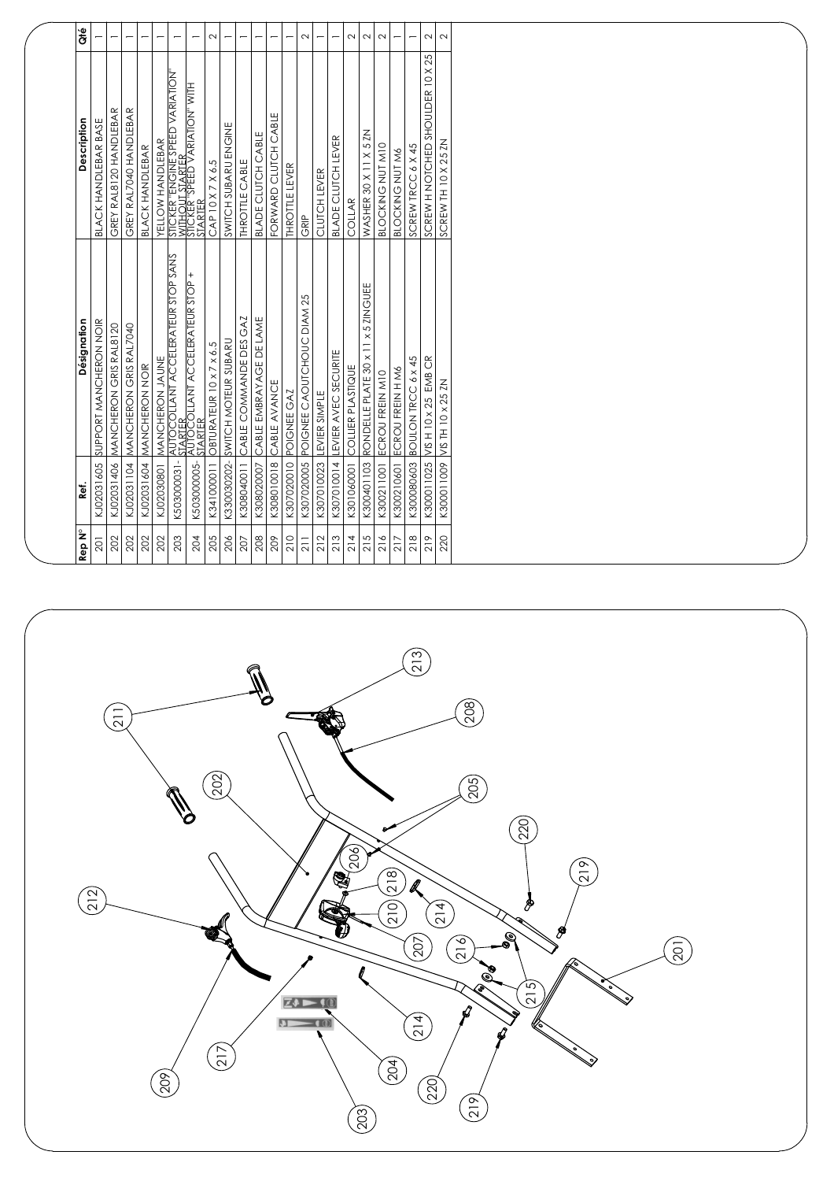| Rep N° | Ref. | Désignation | Description | Qté |
|---|---|---|---|---|
| 201 | KJ02031605 | SUPPORT MANCHERON NOIR | BLACK HANDLEBAR BASE | 1 |
| 202 | KJ02031406 | MANCHERON GRIS RAL8120 | GREY RAL8120 HANDLEBAR | 1 |
| 202 | KJ02031104 | MANCHERON GRIS RAL7040 | GREY RAL7040 HANDLEBAR | 1 |
| 202 | KJ02031604 | MANCHERON NOIR | BLACK HANDLEBAR | 1 |
| 202 | KJ02030801 | MANCHERON JAUNE | YELLOW HANDLEBAR | 1 |
| 203 | K503000031- | AUTOCOLLANT ACCELERATEUR STOP SANS STARTER | STICKER "ENGINE SPEED VARIATION" WITHOUT STARTER | 1 |
| 204 | K503000005- | AUTOCOLLANT ACCELERATEUR STOP + STARTER | STICKER "SPEED VARIATION" WITH STARTER | 1 |
| 205 | K341000011 | OBTURATEUR 10 x 7 x 6.5 | CAP 10 X 7 X 6.5 | 2 |
| 206 | K330030202- | SWITCH MOTEUR SUBARU | SWITCH SUBARU ENGINE | 1 |
| 207 | K308040011 | CABLE COMMANDE DES GAZ | THROTTLE CABLE | 1 |
| 208 | K308020007 | CABLE EMBRAYAGE DE LAME | BLADE CLUTCH CABLE | 1 |
| 209 | K308010018 | CABLE AVANCE | FORWARD CLUTCH CABLE | 1 |
| 210 | K307020010 | POIGNEE GAZ | THROTTLE LEVER | 1 |
| 211 | K307020005 | POIGNEE CAOUTCHOUC DIAM 25 | GRIP | 2 |
| 212 | K307010023 | LEVIER SIMPLE | CLUTCH LEVER | 1 |
| 213 | K307010014 | LEVIER AVEC SECURITE | BLADE CLUTCH LEVER | 1 |
| 214 | K301060001 | COLLIER PLASTIQUE | COLLAR | 2 |
| 215 | K300401103 | RONDELLE PLATE 30 x 11 x 5 ZINGUEE | WASHER 30 X 11 X 5 ZN | 2 |
| 216 | K300211001 | ECROU FREIN M10 | BLOCKING NUT M10 | 2 |
| 217 | K300210601 | ECROU FREIN H M6 | BLOCKING NUT M6 | 1 |
| 218 | K300080603 | BOULON TRCC 6 x 45 | SCREW TRCC 6 X 45 | 1 |
| 219 | K300011025 | VIS H 10 x 25 EMB CR | SCREW H NOTCHED SHOULDER 10 X 25 | 2 |
| 220 | K300011009 | VIS TH 10 x 25 ZN | SCREW TH 10 X 25 ZN | 2 |